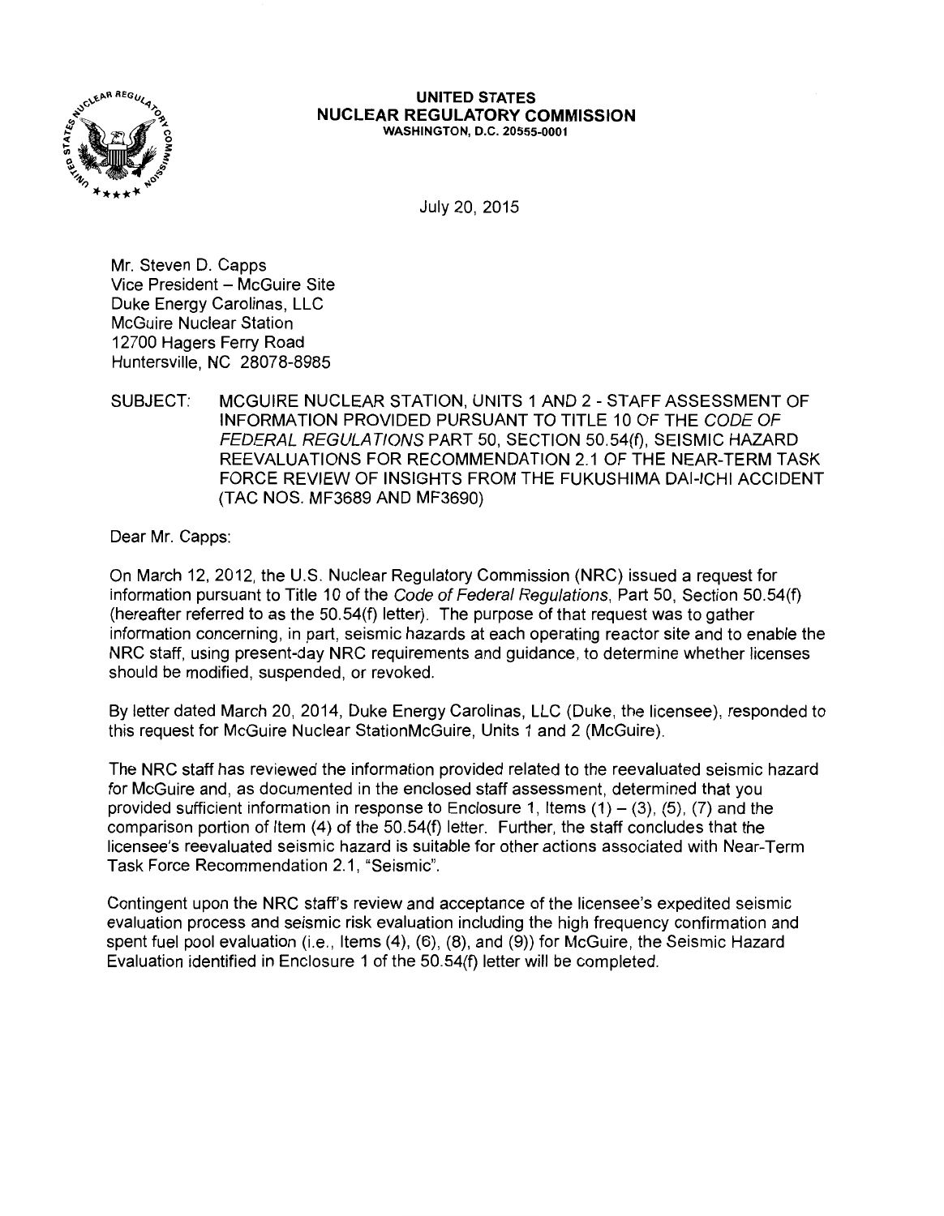**UNITED STATES**
**NUCLEAR REGULATORY COMMISSION**
WASHINGTON, D.C. 20555-0001

July 20, 2015

Mr. Steven D. Capps
Vice President – McGuire Site
Duke Energy Carolinas, LLC
McGuire Nuclear Station
12700 Hagers Ferry Road
Huntersville, NC 28078-8985

SUBJECT: MCGUIRE NUCLEAR STATION, UNITS 1 AND 2 - STAFF ASSESSMENT OF INFORMATION PROVIDED PURSUANT TO TITLE 10 OF THE *CODE OF FEDERAL REGULATIONS* PART 50, SECTION 50.54(f), SEISMIC HAZARD REEVALUATIONS FOR RECOMMENDATION 2.1 OF THE NEAR-TERM TASK FORCE REVIEW OF INSIGHTS FROM THE FUKUSHIMA DAI-ICHI ACCIDENT (TAC NOS. MF3689 AND MF3690)

Dear Mr. Capps:

On March 12, 2012, the U.S. Nuclear Regulatory Commission (NRC) issued a request for information pursuant to Title 10 of the *Code of Federal Regulations*, Part 50, Section 50.54(f) (hereafter referred to as the 50.54(f) letter). The purpose of that request was to gather information concerning, in part, seismic hazards at each operating reactor site and to enable the NRC staff, using present-day NRC requirements and guidance, to determine whether licenses should be modified, suspended, or revoked.

By letter dated March 20, 2014, Duke Energy Carolinas, LLC (Duke, the licensee), responded to this request for McGuire Nuclear StationMcGuire, Units 1 and 2 (McGuire).

The NRC staff has reviewed the information provided related to the reevaluated seismic hazard for McGuire and, as documented in the enclosed staff assessment, determined that you provided sufficient information in response to Enclosure 1, Items (1) – (3), (5), (7) and the comparison portion of Item (4) of the 50.54(f) letter. Further, the staff concludes that the licensee's reevaluated seismic hazard is suitable for other actions associated with Near-Term Task Force Recommendation 2.1, "Seismic".

Contingent upon the NRC staff's review and acceptance of the licensee's expedited seismic evaluation process and seismic risk evaluation including the high frequency confirmation and spent fuel pool evaluation (i.e., Items (4), (6), (8), and (9)) for McGuire, the Seismic Hazard Evaluation identified in Enclosure 1 of the 50.54(f) letter will be completed.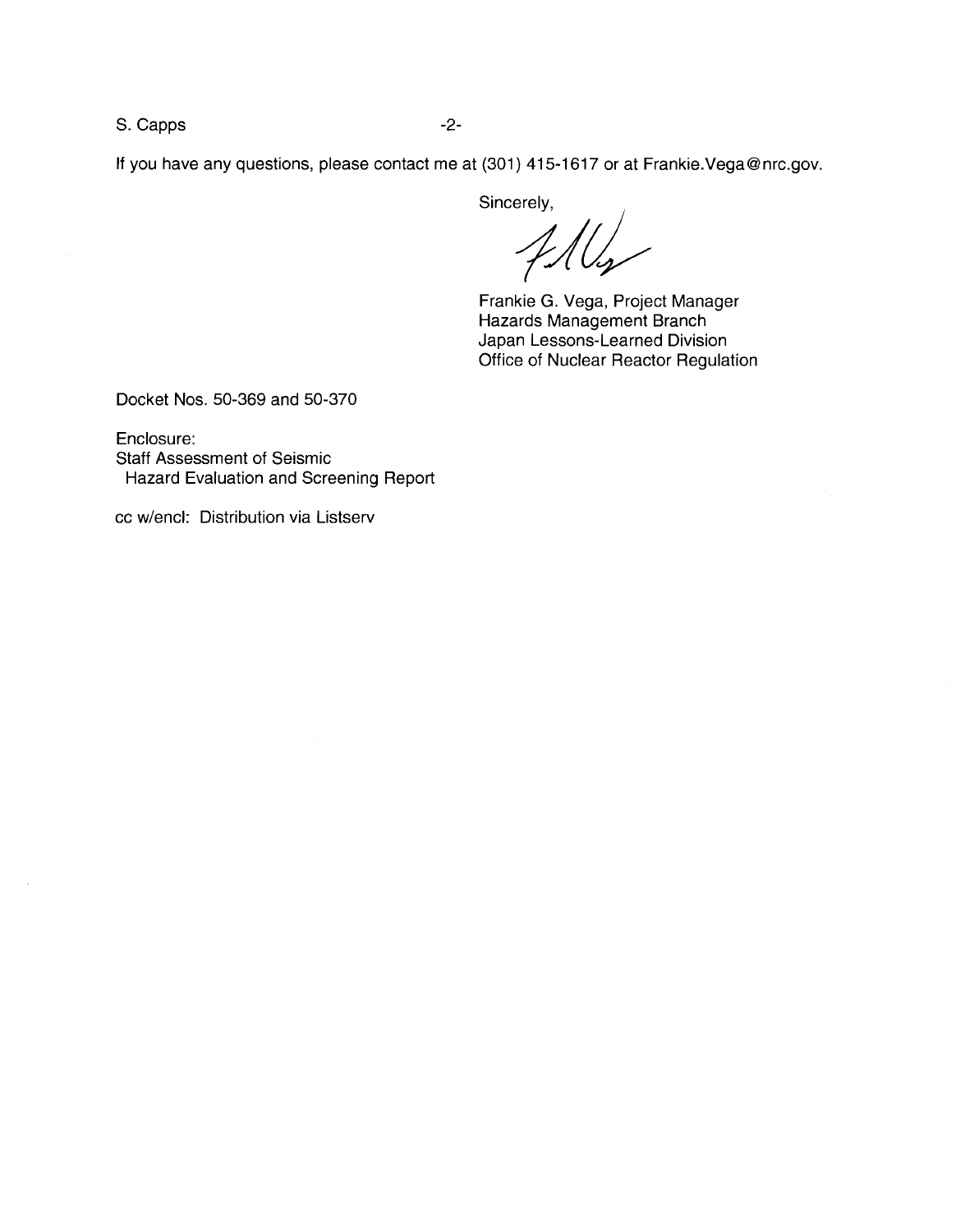If you have any questions, please contact me at (301) 415-1617 or at Frankie.Vega@nrc.gov.

Sincerely,

Frankie G. Vega, Project Manager
Hazards Management Branch
Japan Lessons-Learned Division
Office of Nuclear Reactor Regulation

Docket Nos. 50-369 and 50-370

Enclosure:
Staff Assessment of Seismic
Hazard Evaluation and Screening Report

cc w/encl: Distribution via Listserv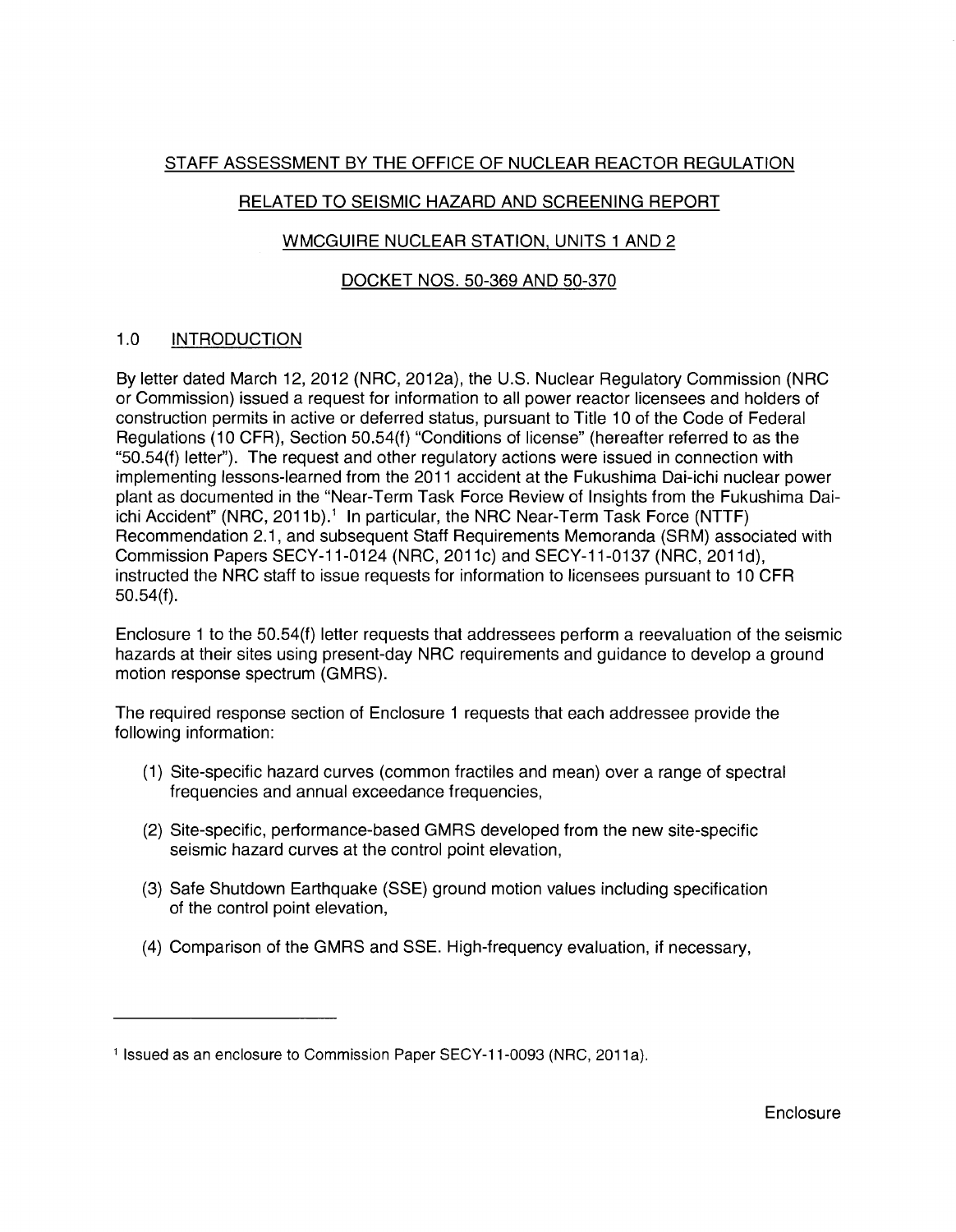STAFF ASSESSMENT BY THE OFFICE OF NUCLEAR REACTOR REGULATION

RELATED TO SEISMIC HAZARD AND SCREENING REPORT

WMCGUIRE NUCLEAR STATION, UNITS 1 AND 2

DOCKET NOS. 50-369 AND 50-370

## 1.0 INTRODUCTION

By letter dated March 12, 2012 (NRC, 2012a), the U.S. Nuclear Regulatory Commission (NRC or Commission) issued a request for information to all power reactor licensees and holders of construction permits in active or deferred status, pursuant to Title 10 of the Code of Federal Regulations (10 CFR), Section 50.54(f) "Conditions of license" (hereafter referred to as the "50.54(f) letter"). The request and other regulatory actions were issued in connection with implementing lessons-learned from the 2011 accident at the Fukushima Dai-ichi nuclear power plant as documented in the "Near-Term Task Force Review of Insights from the Fukushima Dai-ichi Accident" (NRC, 2011b).[1] In particular, the NRC Near-Term Task Force (NTTF) Recommendation 2.1, and subsequent Staff Requirements Memoranda (SRM) associated with Commission Papers SECY-11-0124 (NRC, 2011c) and SECY-11-0137 (NRC, 2011d), instructed the NRC staff to issue requests for information to licensees pursuant to 10 CFR 50.54(f).

Enclosure 1 to the 50.54(f) letter requests that addressees perform a reevaluation of the seismic hazards at their sites using present-day NRC requirements and guidance to develop a ground motion response spectrum (GMRS).

The required response section of Enclosure 1 requests that each addressee provide the following information:

(1) Site-specific hazard curves (common fractiles and mean) over a range of spectral frequencies and annual exceedance frequencies,

(2) Site-specific, performance-based GMRS developed from the new site-specific seismic hazard curves at the control point elevation,

(3) Safe Shutdown Earthquake (SSE) ground motion values including specification of the control point elevation,

(4) Comparison of the GMRS and SSE. High-frequency evaluation, if necessary,

---

[1] Issued as an enclosure to Commission Paper SECY-11-0093 (NRC, 2011a).

Enclosure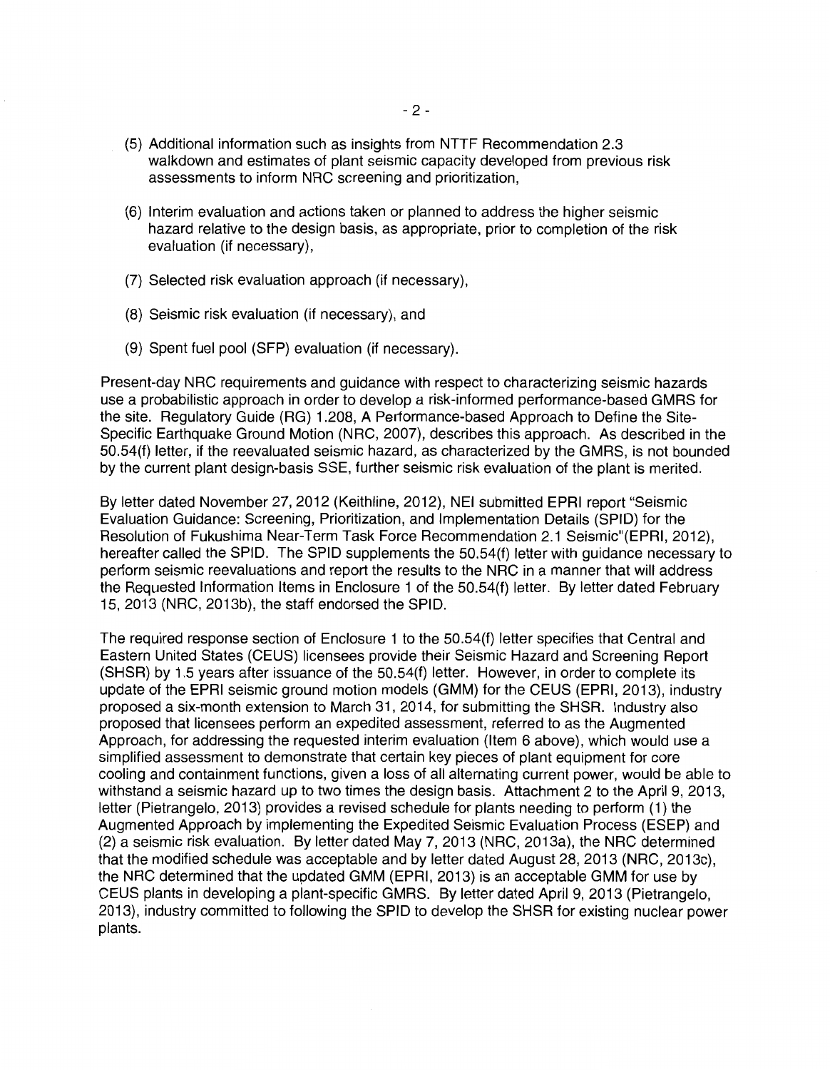(5) Additional information such as insights from NTTF Recommendation 2.3 walkdown and estimates of plant seismic capacity developed from previous risk assessments to inform NRC screening and prioritization,

(6) Interim evaluation and actions taken or planned to address the higher seismic hazard relative to the design basis, as appropriate, prior to completion of the risk evaluation (if necessary),

(7) Selected risk evaluation approach (if necessary),

(8) Seismic risk evaluation (if necessary), and

(9) Spent fuel pool (SFP) evaluation (if necessary).

Present-day NRC requirements and guidance with respect to characterizing seismic hazards use a probabilistic approach in order to develop a risk-informed performance-based GMRS for the site. Regulatory Guide (RG) 1.208, A Performance-based Approach to Define the Site-Specific Earthquake Ground Motion (NRC, 2007), describes this approach. As described in the 50.54(f) letter, if the reevaluated seismic hazard, as characterized by the GMRS, is not bounded by the current plant design-basis SSE, further seismic risk evaluation of the plant is merited.

By letter dated November 27, 2012 (Keithline, 2012), NEI submitted EPRI report "Seismic Evaluation Guidance: Screening, Prioritization, and Implementation Details (SPID) for the Resolution of Fukushima Near-Term Task Force Recommendation 2.1 Seismic"(EPRI, 2012), hereafter called the SPID. The SPID supplements the 50.54(f) letter with guidance necessary to perform seismic reevaluations and report the results to the NRC in a manner that will address the Requested Information Items in Enclosure 1 of the 50.54(f) letter. By letter dated February 15, 2013 (NRC, 2013b), the staff endorsed the SPID.

The required response section of Enclosure 1 to the 50.54(f) letter specifies that Central and Eastern United States (CEUS) licensees provide their Seismic Hazard and Screening Report (SHSR) by 1.5 years after issuance of the 50.54(f) letter. However, in order to complete its update of the EPRI seismic ground motion models (GMM) for the CEUS (EPRI, 2013), industry proposed a six-month extension to March 31, 2014, for submitting the SHSR. Industry also proposed that licensees perform an expedited assessment, referred to as the Augmented Approach, for addressing the requested interim evaluation (Item 6 above), which would use a simplified assessment to demonstrate that certain key pieces of plant equipment for core cooling and containment functions, given a loss of all alternating current power, would be able to withstand a seismic hazard up to two times the design basis. Attachment 2 to the April 9, 2013, letter (Pietrangelo, 2013) provides a revised schedule for plants needing to perform (1) the Augmented Approach by implementing the Expedited Seismic Evaluation Process (ESEP) and (2) a seismic risk evaluation. By letter dated May 7, 2013 (NRC, 2013a), the NRC determined that the modified schedule was acceptable and by letter dated August 28, 2013 (NRC, 2013c), the NRC determined that the updated GMM (EPRI, 2013) is an acceptable GMM for use by CEUS plants in developing a plant-specific GMRS. By letter dated April 9, 2013 (Pietrangelo, 2013), industry committed to following the SPID to develop the SHSR for existing nuclear power plants.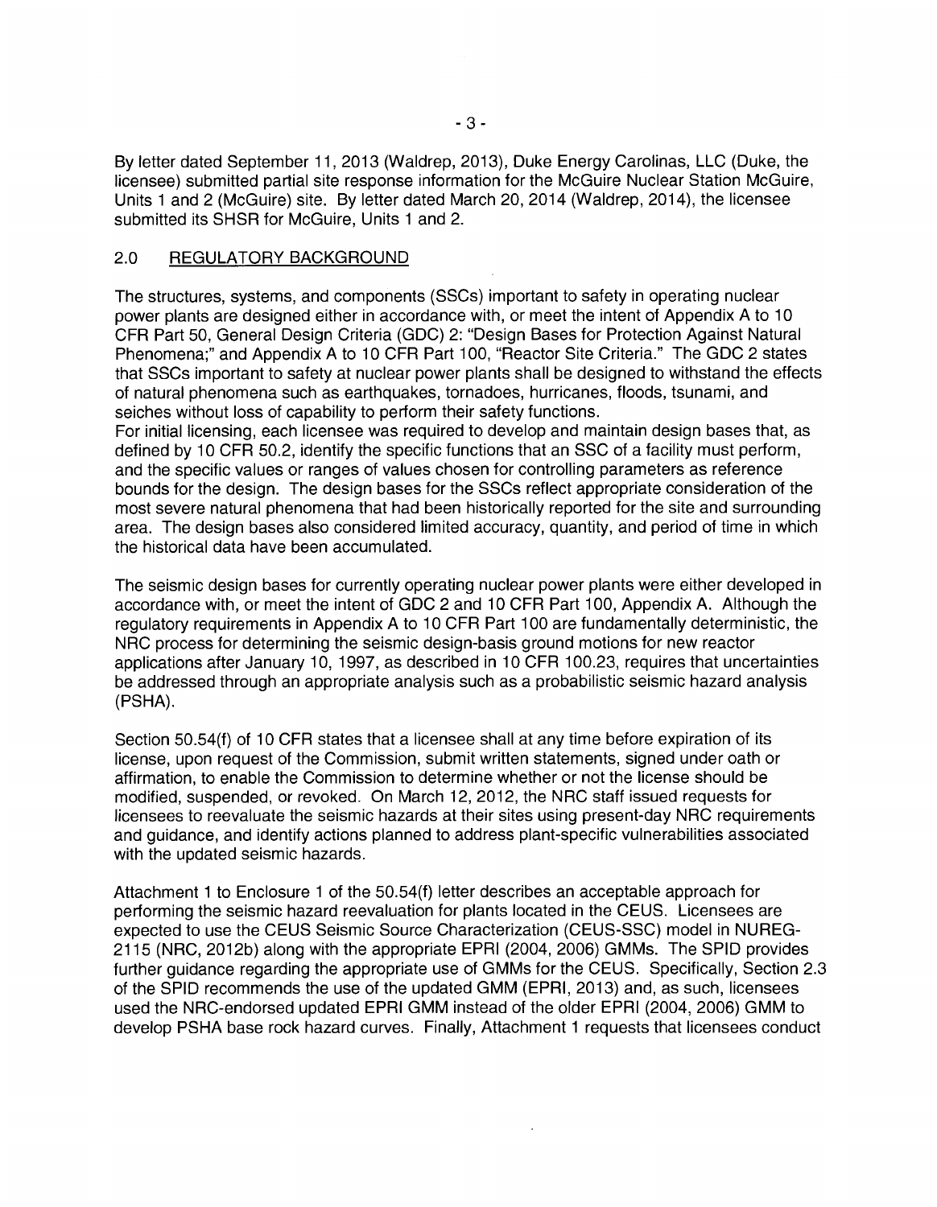By letter dated September 11, 2013 (Waldrep, 2013), Duke Energy Carolinas, LLC (Duke, the licensee) submitted partial site response information for the McGuire Nuclear Station McGuire, Units 1 and 2 (McGuire) site. By letter dated March 20, 2014 (Waldrep, 2014), the licensee submitted its SHSR for McGuire, Units 1 and 2.

## 2.0 REGULATORY BACKGROUND

The structures, systems, and components (SSCs) important to safety in operating nuclear power plants are designed either in accordance with, or meet the intent of Appendix A to 10 CFR Part 50, General Design Criteria (GDC) 2: "Design Bases for Protection Against Natural Phenomena;" and Appendix A to 10 CFR Part 100, "Reactor Site Criteria." The GDC 2 states that SSCs important to safety at nuclear power plants shall be designed to withstand the effects of natural phenomena such as earthquakes, tornadoes, hurricanes, floods, tsunami, and seiches without loss of capability to perform their safety functions.

For initial licensing, each licensee was required to develop and maintain design bases that, as defined by 10 CFR 50.2, identify the specific functions that an SSC of a facility must perform, and the specific values or ranges of values chosen for controlling parameters as reference bounds for the design. The design bases for the SSCs reflect appropriate consideration of the most severe natural phenomena that had been historically reported for the site and surrounding area. The design bases also considered limited accuracy, quantity, and period of time in which the historical data have been accumulated.

The seismic design bases for currently operating nuclear power plants were either developed in accordance with, or meet the intent of GDC 2 and 10 CFR Part 100, Appendix A. Although the regulatory requirements in Appendix A to 10 CFR Part 100 are fundamentally deterministic, the NRC process for determining the seismic design-basis ground motions for new reactor applications after January 10, 1997, as described in 10 CFR 100.23, requires that uncertainties be addressed through an appropriate analysis such as a probabilistic seismic hazard analysis (PSHA).

Section 50.54(f) of 10 CFR states that a licensee shall at any time before expiration of its license, upon request of the Commission, submit written statements, signed under oath or affirmation, to enable the Commission to determine whether or not the license should be modified, suspended, or revoked. On March 12, 2012, the NRC staff issued requests for licensees to reevaluate the seismic hazards at their sites using present-day NRC requirements and guidance, and identify actions planned to address plant-specific vulnerabilities associated with the updated seismic hazards.

Attachment 1 to Enclosure 1 of the 50.54(f) letter describes an acceptable approach for performing the seismic hazard reevaluation for plants located in the CEUS. Licensees are expected to use the CEUS Seismic Source Characterization (CEUS-SSC) model in NUREG-2115 (NRC, 2012b) along with the appropriate EPRI (2004, 2006) GMMs. The SPID provides further guidance regarding the appropriate use of GMMs for the CEUS. Specifically, Section 2.3 of the SPID recommends the use of the updated GMM (EPRI, 2013) and, as such, licensees used the NRC-endorsed updated EPRI GMM instead of the older EPRI (2004, 2006) GMM to develop PSHA base rock hazard curves. Finally, Attachment 1 requests that licensees conduct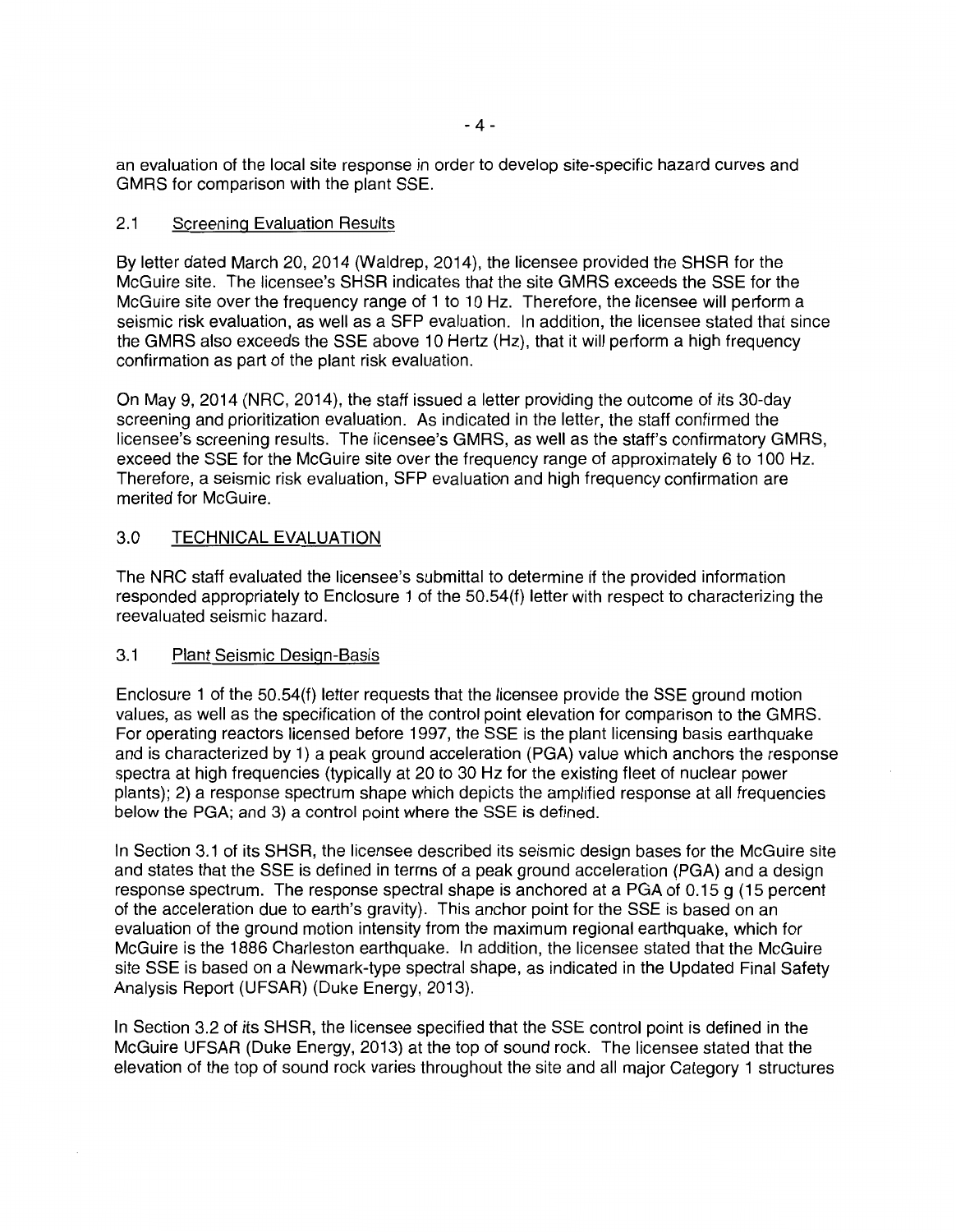an evaluation of the local site response in order to develop site-specific hazard curves and GMRS for comparison with the plant SSE.

## 2.1 Screening Evaluation Results

By letter dated March 20, 2014 (Waldrep, 2014), the licensee provided the SHSR for the McGuire site. The licensee's SHSR indicates that the site GMRS exceeds the SSE for the McGuire site over the frequency range of 1 to 10 Hz. Therefore, the licensee will perform a seismic risk evaluation, as well as a SFP evaluation. In addition, the licensee stated that since the GMRS also exceeds the SSE above 10 Hertz (Hz), that it will perform a high frequency confirmation as part of the plant risk evaluation.

On May 9, 2014 (NRC, 2014), the staff issued a letter providing the outcome of its 30-day screening and prioritization evaluation. As indicated in the letter, the staff confirmed the licensee's screening results. The licensee's GMRS, as well as the staff's confirmatory GMRS, exceed the SSE for the McGuire site over the frequency range of approximately 6 to 100 Hz. Therefore, a seismic risk evaluation, SFP evaluation and high frequency confirmation are merited for McGuire.

# 3.0 TECHNICAL EVALUATION

The NRC staff evaluated the licensee's submittal to determine if the provided information responded appropriately to Enclosure 1 of the 50.54(f) letter with respect to characterizing the reevaluated seismic hazard.

## 3.1 Plant Seismic Design-Basis

Enclosure 1 of the 50.54(f) letter requests that the licensee provide the SSE ground motion values, as well as the specification of the control point elevation for comparison to the GMRS. For operating reactors licensed before 1997, the SSE is the plant licensing basis earthquake and is characterized by 1) a peak ground acceleration (PGA) value which anchors the response spectra at high frequencies (typically at 20 to 30 Hz for the existing fleet of nuclear power plants); 2) a response spectrum shape which depicts the amplified response at all frequencies below the PGA; and 3) a control point where the SSE is defined.

In Section 3.1 of its SHSR, the licensee described its seismic design bases for the McGuire site and states that the SSE is defined in terms of a peak ground acceleration (PGA) and a design response spectrum. The response spectral shape is anchored at a PGA of 0.15 g (15 percent of the acceleration due to earth's gravity). This anchor point for the SSE is based on an evaluation of the ground motion intensity from the maximum regional earthquake, which for McGuire is the 1886 Charleston earthquake. In addition, the licensee stated that the McGuire site SSE is based on a Newmark-type spectral shape, as indicated in the Updated Final Safety Analysis Report (UFSAR) (Duke Energy, 2013).

In Section 3.2 of its SHSR, the licensee specified that the SSE control point is defined in the McGuire UFSAR (Duke Energy, 2013) at the top of sound rock. The licensee stated that the elevation of the top of sound rock varies throughout the site and all major Category 1 structures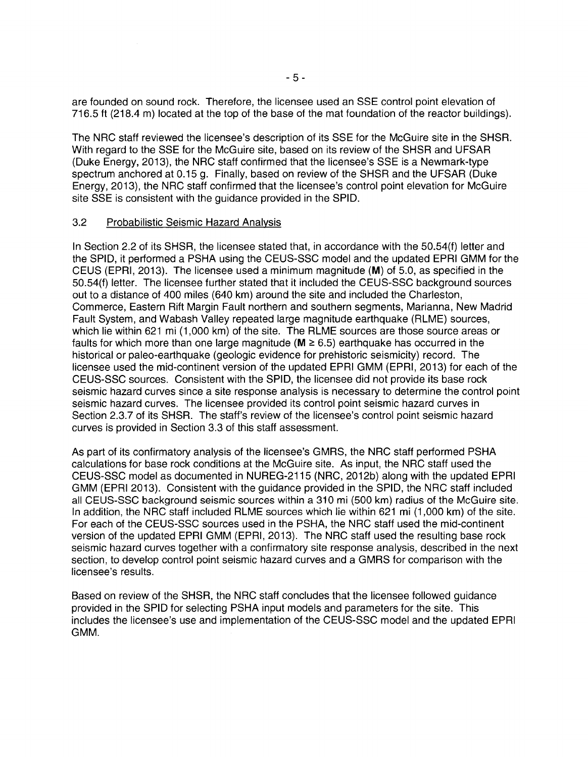are founded on sound rock. Therefore, the licensee used an SSE control point elevation of 716.5 ft (218.4 m) located at the top of the base of the mat foundation of the reactor buildings).

The NRC staff reviewed the licensee's description of its SSE for the McGuire site in the SHSR. With regard to the SSE for the McGuire site, based on its review of the SHSR and UFSAR (Duke Energy, 2013), the NRC staff confirmed that the licensee's SSE is a Newmark-type spectrum anchored at 0.15 g. Finally, based on review of the SHSR and the UFSAR (Duke Energy, 2013), the NRC staff confirmed that the licensee's control point elevation for McGuire site SSE is consistent with the guidance provided in the SPID.

### 3.2 Probabilistic Seismic Hazard Analysis

In Section 2.2 of its SHSR, the licensee stated that, in accordance with the 50.54(f) letter and the SPID, it performed a PSHA using the CEUS-SSC model and the updated EPRI GMM for the CEUS (EPRI, 2013). The licensee used a minimum magnitude (**M**) of 5.0, as specified in the 50.54(f) letter. The licensee further stated that it included the CEUS-SSC background sources out to a distance of 400 miles (640 km) around the site and included the Charleston, Commerce, Eastern Rift Margin Fault northern and southern segments, Marianna, New Madrid Fault System, and Wabash Valley repeated large magnitude earthquake (RLME) sources, which lie within 621 mi (1,000 km) of the site. The RLME sources are those source areas or faults for which more than one large magnitude (**M** ≥ 6.5) earthquake has occurred in the historical or paleo-earthquake (geologic evidence for prehistoric seismicity) record. The licensee used the mid-continent version of the updated EPRI GMM (EPRI, 2013) for each of the CEUS-SSC sources. Consistent with the SPID, the licensee did not provide its base rock seismic hazard curves since a site response analysis is necessary to determine the control point seismic hazard curves. The licensee provided its control point seismic hazard curves in Section 2.3.7 of its SHSR. The staff's review of the licensee's control point seismic hazard curves is provided in Section 3.3 of this staff assessment.

As part of its confirmatory analysis of the licensee's GMRS, the NRC staff performed PSHA calculations for base rock conditions at the McGuire site. As input, the NRC staff used the CEUS-SSC model as documented in NUREG-2115 (NRC, 2012b) along with the updated EPRI GMM (EPRI 2013). Consistent with the guidance provided in the SPID, the NRC staff included all CEUS-SSC background seismic sources within a 310 mi (500 km) radius of the McGuire site. In addition, the NRC staff included RLME sources which lie within 621 mi (1,000 km) of the site. For each of the CEUS-SSC sources used in the PSHA, the NRC staff used the mid-continent version of the updated EPRI GMM (EPRI, 2013). The NRC staff used the resulting base rock seismic hazard curves together with a confirmatory site response analysis, described in the next section, to develop control point seismic hazard curves and a GMRS for comparison with the licensee's results.

Based on review of the SHSR, the NRC staff concludes that the licensee followed guidance provided in the SPID for selecting PSHA input models and parameters for the site. This includes the licensee's use and implementation of the CEUS-SSC model and the updated EPRI GMM.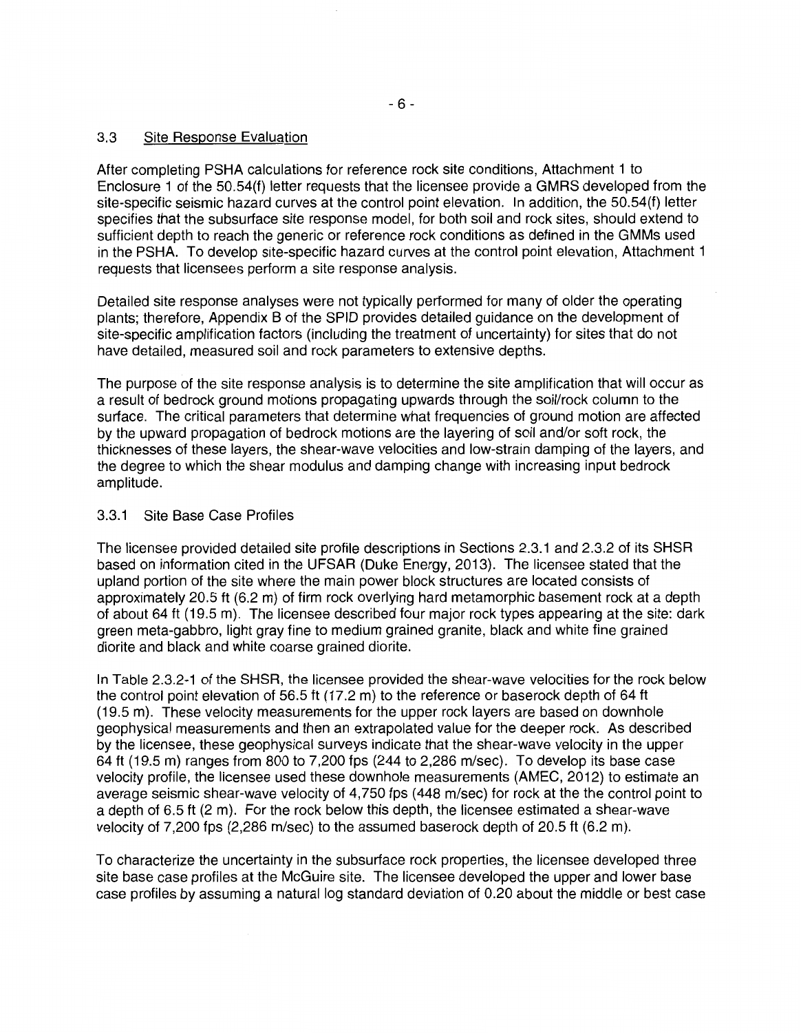### 3.3 Site Response Evaluation

After completing PSHA calculations for reference rock site conditions, Attachment 1 to Enclosure 1 of the 50.54(f) letter requests that the licensee provide a GMRS developed from the site-specific seismic hazard curves at the control point elevation. In addition, the 50.54(f) letter specifies that the subsurface site response model, for both soil and rock sites, should extend to sufficient depth to reach the generic or reference rock conditions as defined in the GMMs used in the PSHA. To develop site-specific hazard curves at the control point elevation, Attachment 1 requests that licensees perform a site response analysis.

Detailed site response analyses were not typically performed for many of older the operating plants; therefore, Appendix B of the SPID provides detailed guidance on the development of site-specific amplification factors (including the treatment of uncertainty) for sites that do not have detailed, measured soil and rock parameters to extensive depths.

The purpose of the site response analysis is to determine the site amplification that will occur as a result of bedrock ground motions propagating upwards through the soil/rock column to the surface. The critical parameters that determine what frequencies of ground motion are affected by the upward propagation of bedrock motions are the layering of soil and/or soft rock, the thicknesses of these layers, the shear-wave velocities and low-strain damping of the layers, and the degree to which the shear modulus and damping change with increasing input bedrock amplitude.

#### 3.3.1 Site Base Case Profiles

The licensee provided detailed site profile descriptions in Sections 2.3.1 and 2.3.2 of its SHSR based on information cited in the UFSAR (Duke Energy, 2013). The licensee stated that the upland portion of the site where the main power block structures are located consists of approximately 20.5 ft (6.2 m) of firm rock overlying hard metamorphic basement rock at a depth of about 64 ft (19.5 m). The licensee described four major rock types appearing at the site: dark green meta-gabbro, light gray fine to medium grained granite, black and white fine grained diorite and black and white coarse grained diorite.

In Table 2.3.2-1 of the SHSR, the licensee provided the shear-wave velocities for the rock below the control point elevation of 56.5 ft (17.2 m) to the reference or baserock depth of 64 ft (19.5 m). These velocity measurements for the upper rock layers are based on downhole geophysical measurements and then an extrapolated value for the deeper rock. As described by the licensee, these geophysical surveys indicate that the shear-wave velocity in the upper 64 ft (19.5 m) ranges from 800 to 7,200 fps (244 to 2,286 m/sec). To develop its base case velocity profile, the licensee used these downhole measurements (AMEC, 2012) to estimate an average seismic shear-wave velocity of 4,750 fps (448 m/sec) for rock at the the control point to a depth of 6.5 ft (2 m). For the rock below this depth, the licensee estimated a shear-wave velocity of 7,200 fps (2,286 m/sec) to the assumed baserock depth of 20.5 ft (6.2 m).

To characterize the uncertainty in the subsurface rock properties, the licensee developed three site base case profiles at the McGuire site. The licensee developed the upper and lower base case profiles by assuming a natural log standard deviation of 0.20 about the middle or best case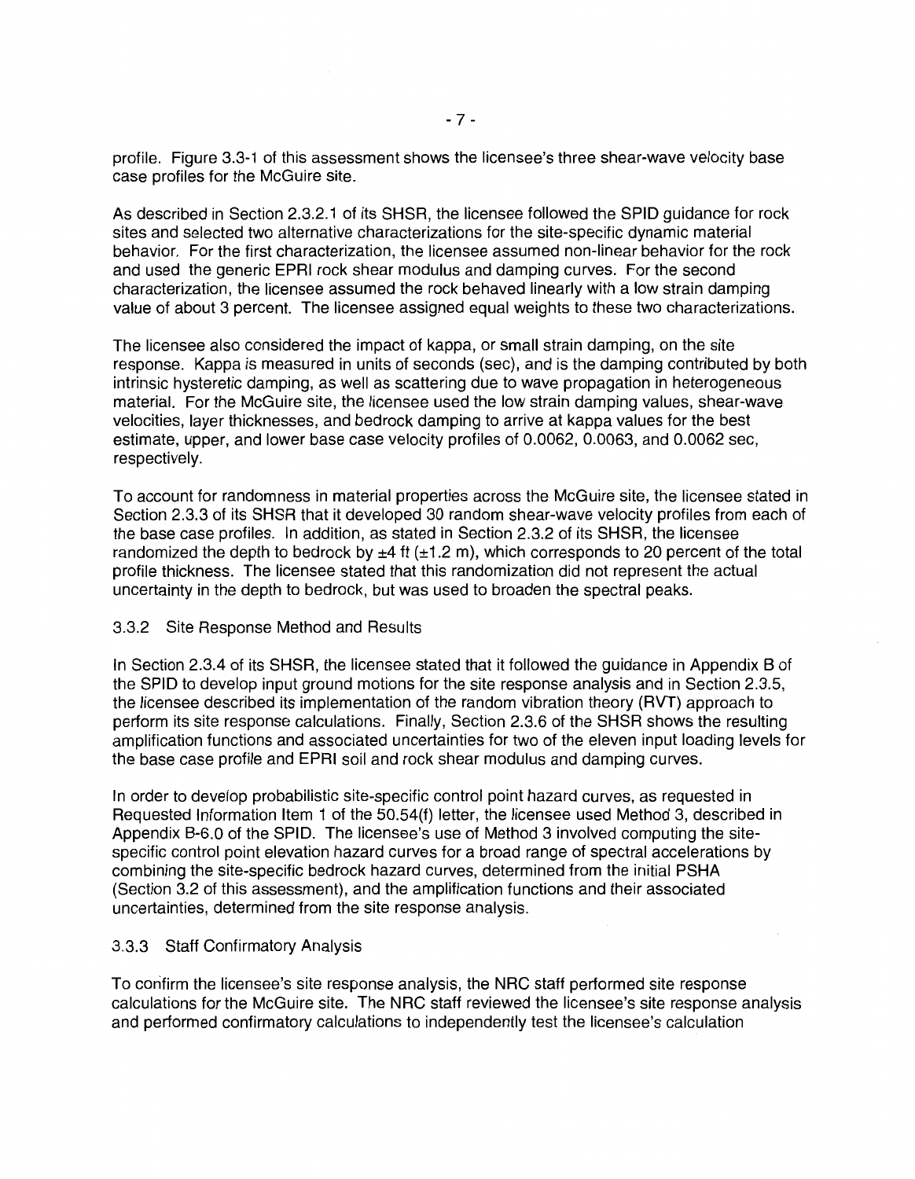profile. Figure 3.3-1 of this assessment shows the licensee's three shear-wave velocity base case profiles for the McGuire site.

As described in Section 2.3.2.1 of its SHSR, the licensee followed the SPID guidance for rock sites and selected two alternative characterizations for the site-specific dynamic material behavior. For the first characterization, the licensee assumed non-linear behavior for the rock and used the generic EPRI rock shear modulus and damping curves. For the second characterization, the licensee assumed the rock behaved linearly with a low strain damping value of about 3 percent. The licensee assigned equal weights to these two characterizations.

The licensee also considered the impact of kappa, or small strain damping, on the site response. Kappa is measured in units of seconds (sec), and is the damping contributed by both intrinsic hysteretic damping, as well as scattering due to wave propagation in heterogeneous material. For the McGuire site, the licensee used the low strain damping values, shear-wave velocities, layer thicknesses, and bedrock damping to arrive at kappa values for the best estimate, upper, and lower base case velocity profiles of 0.0062, 0.0063, and 0.0062 sec, respectively.

To account for randomness in material properties across the McGuire site, the licensee stated in Section 2.3.3 of its SHSR that it developed 30 random shear-wave velocity profiles from each of the base case profiles. In addition, as stated in Section 2.3.2 of its SHSR, the licensee randomized the depth to bedrock by ±4 ft (±1.2 m), which corresponds to 20 percent of the total profile thickness. The licensee stated that this randomization did not represent the actual uncertainty in the depth to bedrock, but was used to broaden the spectral peaks.

### 3.3.2 Site Response Method and Results

In Section 2.3.4 of its SHSR, the licensee stated that it followed the guidance in Appendix B of the SPID to develop input ground motions for the site response analysis and in Section 2.3.5, the licensee described its implementation of the random vibration theory (RVT) approach to perform its site response calculations. Finally, Section 2.3.6 of the SHSR shows the resulting amplification functions and associated uncertainties for two of the eleven input loading levels for the base case profile and EPRI soil and rock shear modulus and damping curves.

In order to develop probabilistic site-specific control point hazard curves, as requested in Requested Information Item 1 of the 50.54(f) letter, the licensee used Method 3, described in Appendix B-6.0 of the SPID. The licensee's use of Method 3 involved computing the site-specific control point elevation hazard curves for a broad range of spectral accelerations by combining the site-specific bedrock hazard curves, determined from the initial PSHA (Section 3.2 of this assessment), and the amplification functions and their associated uncertainties, determined from the site response analysis.

### 3.3.3 Staff Confirmatory Analysis

To confirm the licensee's site response analysis, the NRC staff performed site response calculations for the McGuire site. The NRC staff reviewed the licensee's site response analysis and performed confirmatory calculations to independently test the licensee's calculation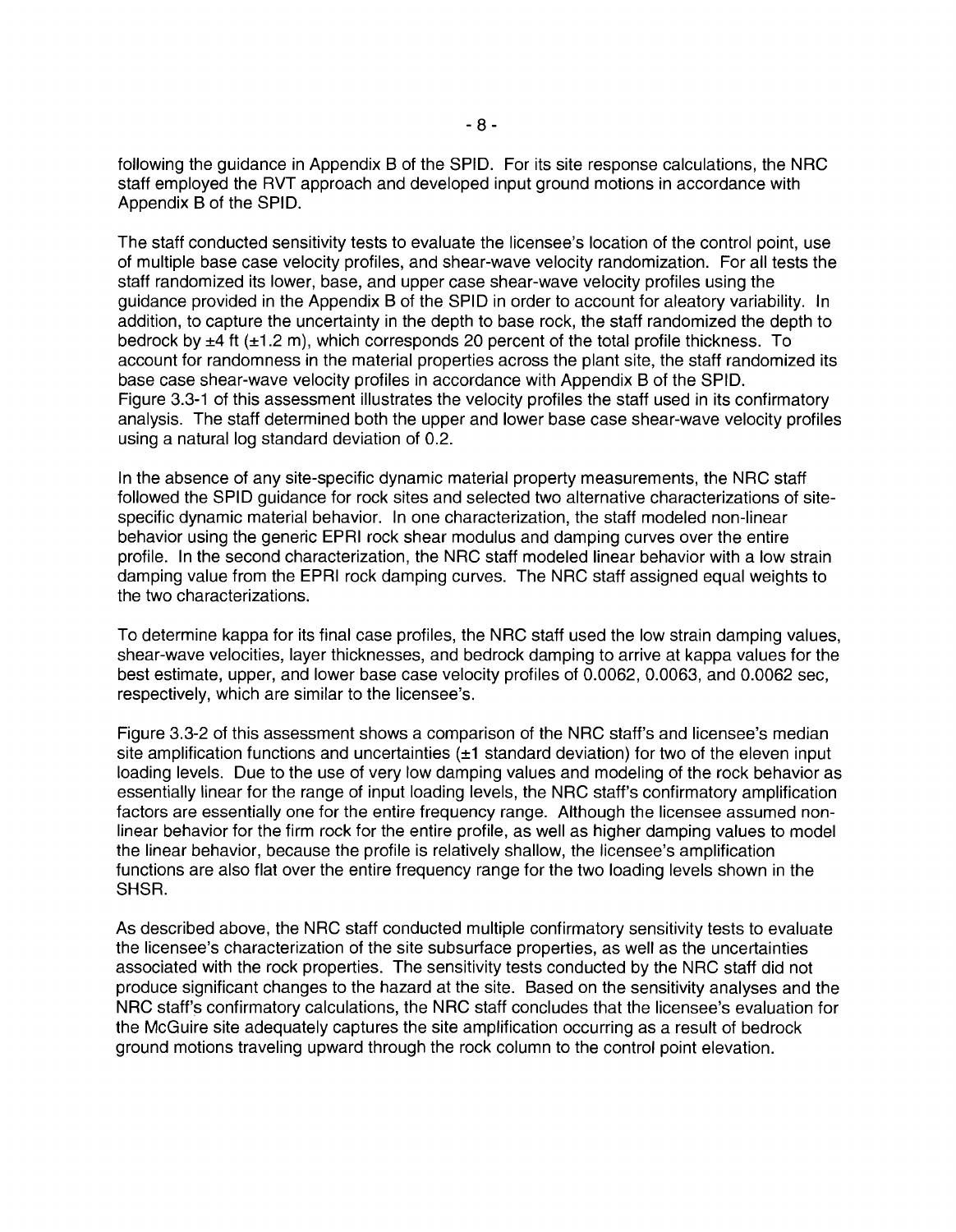following the guidance in Appendix B of the SPID. For its site response calculations, the NRC staff employed the RVT approach and developed input ground motions in accordance with Appendix B of the SPID.

The staff conducted sensitivity tests to evaluate the licensee's location of the control point, use of multiple base case velocity profiles, and shear-wave velocity randomization. For all tests the staff randomized its lower, base, and upper case shear-wave velocity profiles using the guidance provided in the Appendix B of the SPID in order to account for aleatory variability. In addition, to capture the uncertainty in the depth to base rock, the staff randomized the depth to bedrock by ±4 ft (±1.2 m), which corresponds 20 percent of the total profile thickness. To account for randomness in the material properties across the plant site, the staff randomized its base case shear-wave velocity profiles in accordance with Appendix B of the SPID. Figure 3.3-1 of this assessment illustrates the velocity profiles the staff used in its confirmatory analysis. The staff determined both the upper and lower base case shear-wave velocity profiles using a natural log standard deviation of 0.2.

In the absence of any site-specific dynamic material property measurements, the NRC staff followed the SPID guidance for rock sites and selected two alternative characterizations of site-specific dynamic material behavior. In one characterization, the staff modeled non-linear behavior using the generic EPRI rock shear modulus and damping curves over the entire profile. In the second characterization, the NRC staff modeled linear behavior with a low strain damping value from the EPRI rock damping curves. The NRC staff assigned equal weights to the two characterizations.

To determine kappa for its final case profiles, the NRC staff used the low strain damping values, shear-wave velocities, layer thicknesses, and bedrock damping to arrive at kappa values for the best estimate, upper, and lower base case velocity profiles of 0.0062, 0.0063, and 0.0062 sec, respectively, which are similar to the licensee's.

Figure 3.3-2 of this assessment shows a comparison of the NRC staff's and licensee's median site amplification functions and uncertainties (±1 standard deviation) for two of the eleven input loading levels. Due to the use of very low damping values and modeling of the rock behavior as essentially linear for the range of input loading levels, the NRC staff's confirmatory amplification factors are essentially one for the entire frequency range. Although the licensee assumed non-linear behavior for the firm rock for the entire profile, as well as higher damping values to model the linear behavior, because the profile is relatively shallow, the licensee's amplification functions are also flat over the entire frequency range for the two loading levels shown in the SHSR.

As described above, the NRC staff conducted multiple confirmatory sensitivity tests to evaluate the licensee's characterization of the site subsurface properties, as well as the uncertainties associated with the rock properties. The sensitivity tests conducted by the NRC staff did not produce significant changes to the hazard at the site. Based on the sensitivity analyses and the NRC staff's confirmatory calculations, the NRC staff concludes that the licensee's evaluation for the McGuire site adequately captures the site amplification occurring as a result of bedrock ground motions traveling upward through the rock column to the control point elevation.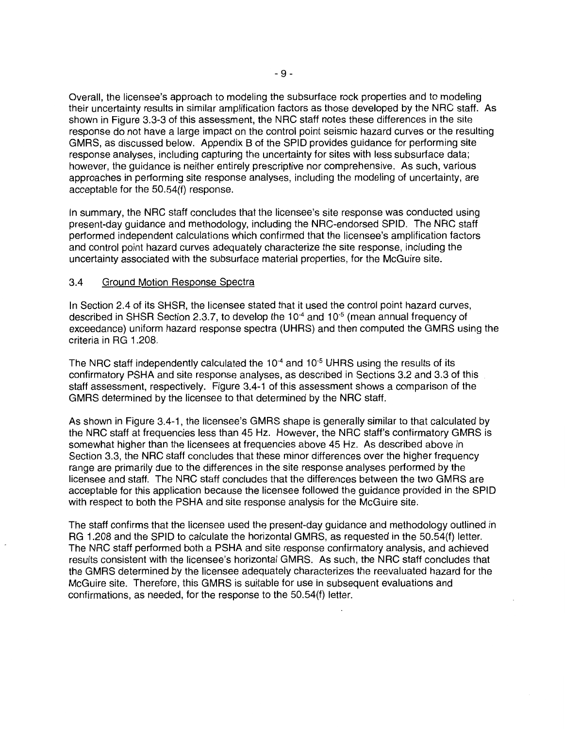Overall, the licensee's approach to modeling the subsurface rock properties and to modeling their uncertainty results in similar amplification factors as those developed by the NRC staff. As shown in Figure 3.3-3 of this assessment, the NRC staff notes these differences in the site response do not have a large impact on the control point seismic hazard curves or the resulting GMRS, as discussed below. Appendix B of the SPID provides guidance for performing site response analyses, including capturing the uncertainty for sites with less subsurface data; however, the guidance is neither entirely prescriptive nor comprehensive. As such, various approaches in performing site response analyses, including the modeling of uncertainty, are acceptable for the 50.54(f) response.

In summary, the NRC staff concludes that the licensee's site response was conducted using present-day guidance and methodology, including the NRC-endorsed SPID. The NRC staff performed independent calculations which confirmed that the licensee's amplification factors and control point hazard curves adequately characterize the site response, including the uncertainty associated with the subsurface material properties, for the McGuire site.

## 3.4 Ground Motion Response Spectra

In Section 2.4 of its SHSR, the licensee stated that it used the control point hazard curves, described in SHSR Section 2.3.7, to develop the $10^{-4}$ and $10^{-5}$ (mean annual frequency of exceedance) uniform hazard response spectra (UHRS) and then computed the GMRS using the criteria in RG 1.208.

The NRC staff independently calculated the $10^{-4}$ and $10^{-5}$ UHRS using the results of its confirmatory PSHA and site response analyses, as described in Sections 3.2 and 3.3 of this staff assessment, respectively. Figure 3.4-1 of this assessment shows a comparison of the GMRS determined by the licensee to that determined by the NRC staff.

As shown in Figure 3.4-1, the licensee's GMRS shape is generally similar to that calculated by the NRC staff at frequencies less than 45 Hz. However, the NRC staff's confirmatory GMRS is somewhat higher than the licensees at frequencies above 45 Hz. As described above in Section 3.3, the NRC staff concludes that these minor differences over the higher frequency range are primarily due to the differences in the site response analyses performed by the licensee and staff. The NRC staff concludes that the differences between the two GMRS are acceptable for this application because the licensee followed the guidance provided in the SPID with respect to both the PSHA and site response analysis for the McGuire site.

The staff confirms that the licensee used the present-day guidance and methodology outlined in RG 1.208 and the SPID to calculate the horizontal GMRS, as requested in the 50.54(f) letter. The NRC staff performed both a PSHA and site response confirmatory analysis, and achieved results consistent with the licensee's horizontal GMRS. As such, the NRC staff concludes that the GMRS determined by the licensee adequately characterizes the reevaluated hazard for the McGuire site. Therefore, this GMRS is suitable for use in subsequent evaluations and confirmations, as needed, for the response to the 50.54(f) letter.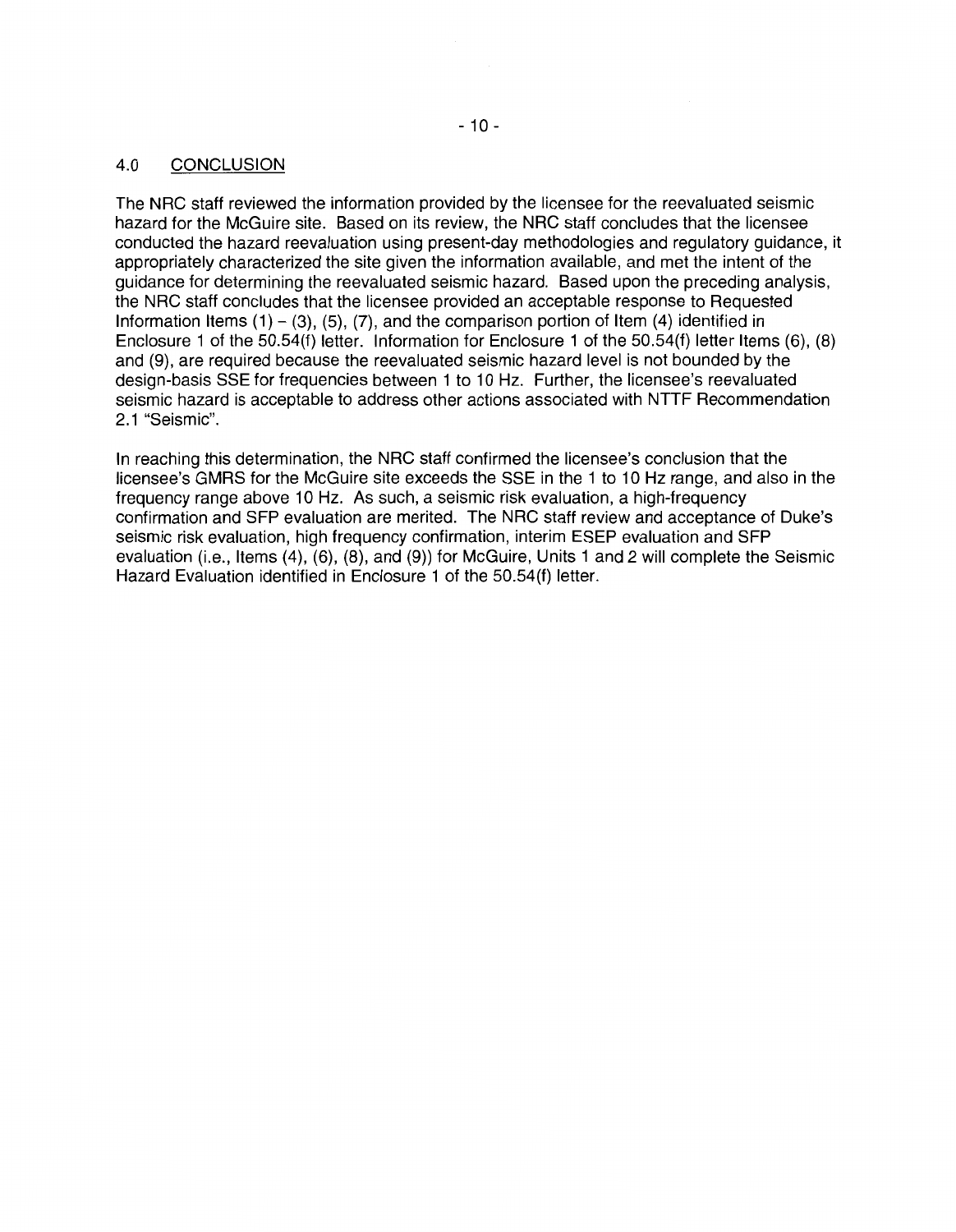## 4.0 CONCLUSION

The NRC staff reviewed the information provided by the licensee for the reevaluated seismic hazard for the McGuire site. Based on its review, the NRC staff concludes that the licensee conducted the hazard reevaluation using present-day methodologies and regulatory guidance, it appropriately characterized the site given the information available, and met the intent of the guidance for determining the reevaluated seismic hazard. Based upon the preceding analysis, the NRC staff concludes that the licensee provided an acceptable response to Requested Information Items (1) – (3), (5), (7), and the comparison portion of Item (4) identified in Enclosure 1 of the 50.54(f) letter. Information for Enclosure 1 of the 50.54(f) letter Items (6), (8) and (9), are required because the reevaluated seismic hazard level is not bounded by the design-basis SSE for frequencies between 1 to 10 Hz. Further, the licensee's reevaluated seismic hazard is acceptable to address other actions associated with NTTF Recommendation 2.1 "Seismic".

In reaching this determination, the NRC staff confirmed the licensee's conclusion that the licensee's GMRS for the McGuire site exceeds the SSE in the 1 to 10 Hz range, and also in the frequency range above 10 Hz. As such, a seismic risk evaluation, a high-frequency confirmation and SFP evaluation are merited. The NRC staff review and acceptance of Duke's seismic risk evaluation, high frequency confirmation, interim ESEP evaluation and SFP evaluation (i.e., Items (4), (6), (8), and (9)) for McGuire, Units 1 and 2 will complete the Seismic Hazard Evaluation identified in Enclosure 1 of the 50.54(f) letter.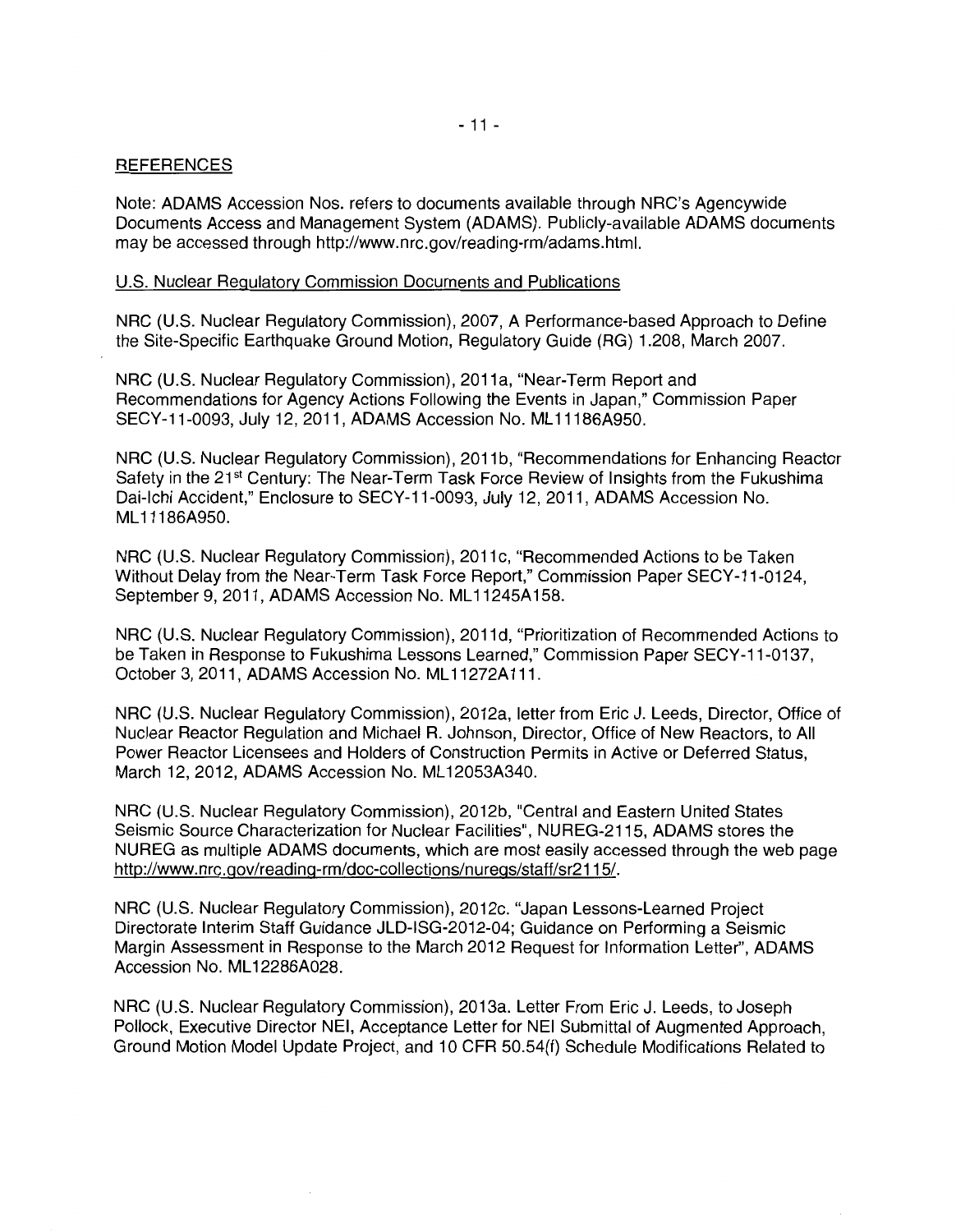## REFERENCES

Note: ADAMS Accession Nos. refers to documents available through NRC's Agencywide Documents Access and Management System (ADAMS). Publicly-available ADAMS documents may be accessed through http://www.nrc.gov/reading-rm/adams.html.

### U.S. Nuclear Regulatory Commission Documents and Publications

NRC (U.S. Nuclear Regulatory Commission), 2007, A Performance-based Approach to Define the Site-Specific Earthquake Ground Motion, Regulatory Guide (RG) 1.208, March 2007.

NRC (U.S. Nuclear Regulatory Commission), 2011a, "Near-Term Report and Recommendations for Agency Actions Following the Events in Japan," Commission Paper SECY-11-0093, July 12, 2011, ADAMS Accession No. ML11186A950.

NRC (U.S. Nuclear Regulatory Commission), 2011b, "Recommendations for Enhancing Reactor Safety in the 21st Century: The Near-Term Task Force Review of Insights from the Fukushima Dai-Ichi Accident," Enclosure to SECY-11-0093, July 12, 2011, ADAMS Accession No. ML11186A950.

NRC (U.S. Nuclear Regulatory Commission), 2011c, "Recommended Actions to be Taken Without Delay from the Near-Term Task Force Report," Commission Paper SECY-11-0124, September 9, 2011, ADAMS Accession No. ML11245A158.

NRC (U.S. Nuclear Regulatory Commission), 2011d, "Prioritization of Recommended Actions to be Taken in Response to Fukushima Lessons Learned," Commission Paper SECY-11-0137, October 3, 2011, ADAMS Accession No. ML11272A111.

NRC (U.S. Nuclear Regulatory Commission), 2012a, letter from Eric J. Leeds, Director, Office of Nuclear Reactor Regulation and Michael R. Johnson, Director, Office of New Reactors, to All Power Reactor Licensees and Holders of Construction Permits in Active or Deferred Status, March 12, 2012, ADAMS Accession No. ML12053A340.

NRC (U.S. Nuclear Regulatory Commission), 2012b, "Central and Eastern United States Seismic Source Characterization for Nuclear Facilities", NUREG-2115, ADAMS stores the NUREG as multiple ADAMS documents, which are most easily accessed through the web page http://www.nrc.gov/reading-rm/doc-collections/nuregs/staff/sr2115/.

NRC (U.S. Nuclear Regulatory Commission), 2012c. "Japan Lessons-Learned Project Directorate Interim Staff Guidance JLD-ISG-2012-04; Guidance on Performing a Seismic Margin Assessment in Response to the March 2012 Request for Information Letter", ADAMS Accession No. ML12286A028.

NRC (U.S. Nuclear Regulatory Commission), 2013a. Letter From Eric J. Leeds, to Joseph Pollock, Executive Director NEI, Acceptance Letter for NEI Submittal of Augmented Approach, Ground Motion Model Update Project, and 10 CFR 50.54(f) Schedule Modifications Related to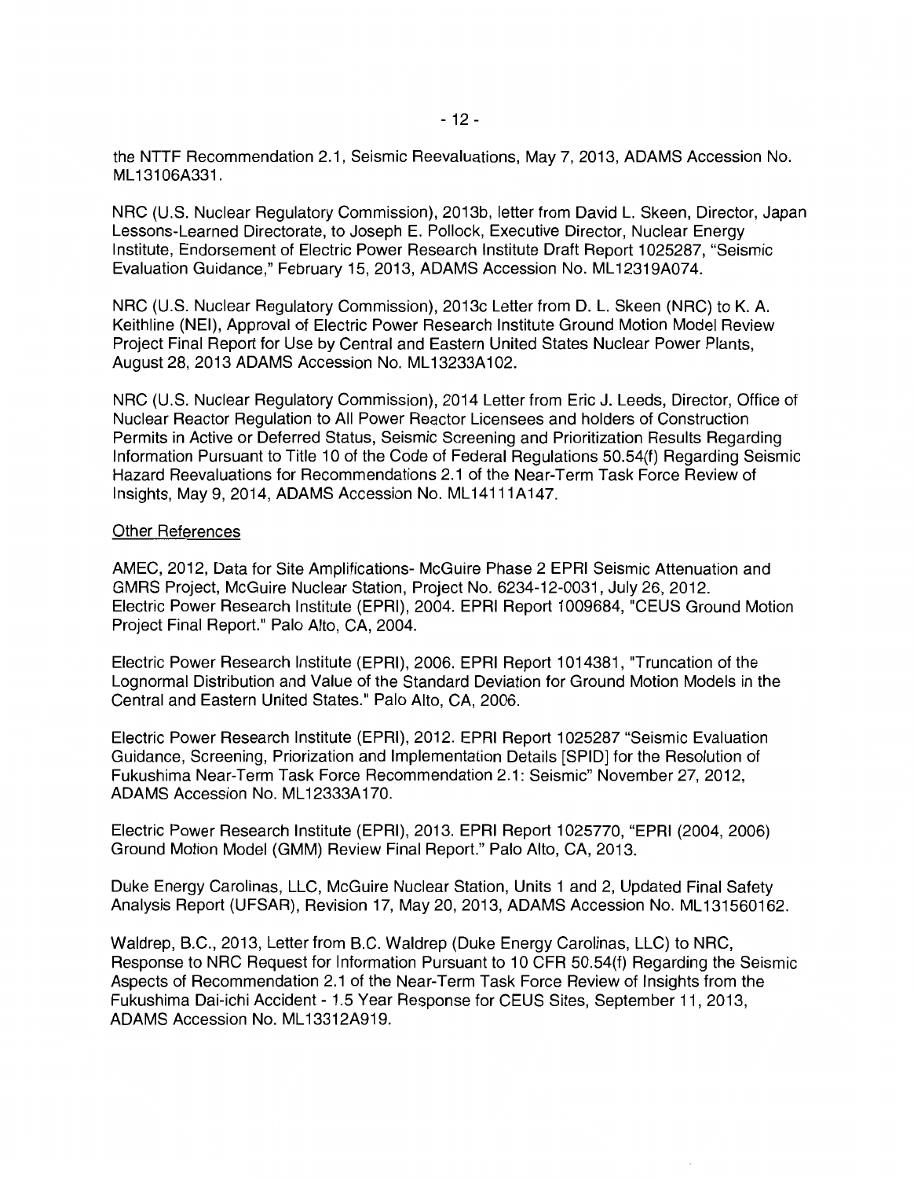the NTTF Recommendation 2.1, Seismic Reevaluations, May 7, 2013, ADAMS Accession No. ML13106A331.

NRC (U.S. Nuclear Regulatory Commission), 2013b, letter from David L. Skeen, Director, Japan Lessons-Learned Directorate, to Joseph E. Pollock, Executive Director, Nuclear Energy Institute, Endorsement of Electric Power Research Institute Draft Report 1025287, "Seismic Evaluation Guidance," February 15, 2013, ADAMS Accession No. ML12319A074.

NRC (U.S. Nuclear Regulatory Commission), 2013c Letter from D. L. Skeen (NRC) to K. A. Keithline (NEI), Approval of Electric Power Research Institute Ground Motion Model Review Project Final Report for Use by Central and Eastern United States Nuclear Power Plants, August 28, 2013 ADAMS Accession No. ML13233A102.

NRC (U.S. Nuclear Regulatory Commission), 2014 Letter from Eric J. Leeds, Director, Office of Nuclear Reactor Regulation to All Power Reactor Licensees and holders of Construction Permits in Active or Deferred Status, Seismic Screening and Prioritization Results Regarding Information Pursuant to Title 10 of the Code of Federal Regulations 50.54(f) Regarding Seismic Hazard Reevaluations for Recommendations 2.1 of the Near-Term Task Force Review of Insights, May 9, 2014, ADAMS Accession No. ML14111A147.

Other References

AMEC, 2012, Data for Site Amplifications- McGuire Phase 2 EPRI Seismic Attenuation and GMRS Project, McGuire Nuclear Station, Project No. 6234-12-0031, July 26, 2012.
Electric Power Research Institute (EPRI), 2004. EPRI Report 1009684, "CEUS Ground Motion Project Final Report." Palo Alto, CA, 2004.

Electric Power Research Institute (EPRI), 2006. EPRI Report 1014381, "Truncation of the Lognormal Distribution and Value of the Standard Deviation for Ground Motion Models in the Central and Eastern United States." Palo Alto, CA, 2006.

Electric Power Research Institute (EPRI), 2012. EPRI Report 1025287 "Seismic Evaluation Guidance, Screening, Priorization and Implementation Details [SPID] for the Resolution of Fukushima Near-Term Task Force Recommendation 2.1: Seismic" November 27, 2012, ADAMS Accession No. ML12333A170.

Electric Power Research Institute (EPRI), 2013. EPRI Report 1025770, "EPRI (2004, 2006) Ground Motion Model (GMM) Review Final Report." Palo Alto, CA, 2013.

Duke Energy Carolinas, LLC, McGuire Nuclear Station, Units 1 and 2, Updated Final Safety Analysis Report (UFSAR), Revision 17, May 20, 2013, ADAMS Accession No. ML131560162.

Waldrep, B.C., 2013, Letter from B.C. Waldrep (Duke Energy Carolinas, LLC) to NRC, Response to NRC Request for Information Pursuant to 10 CFR 50.54(f) Regarding the Seismic Aspects of Recommendation 2.1 of the Near-Term Task Force Review of Insights from the Fukushima Dai-ichi Accident - 1.5 Year Response for CEUS Sites, September 11, 2013, ADAMS Accession No. ML13312A919.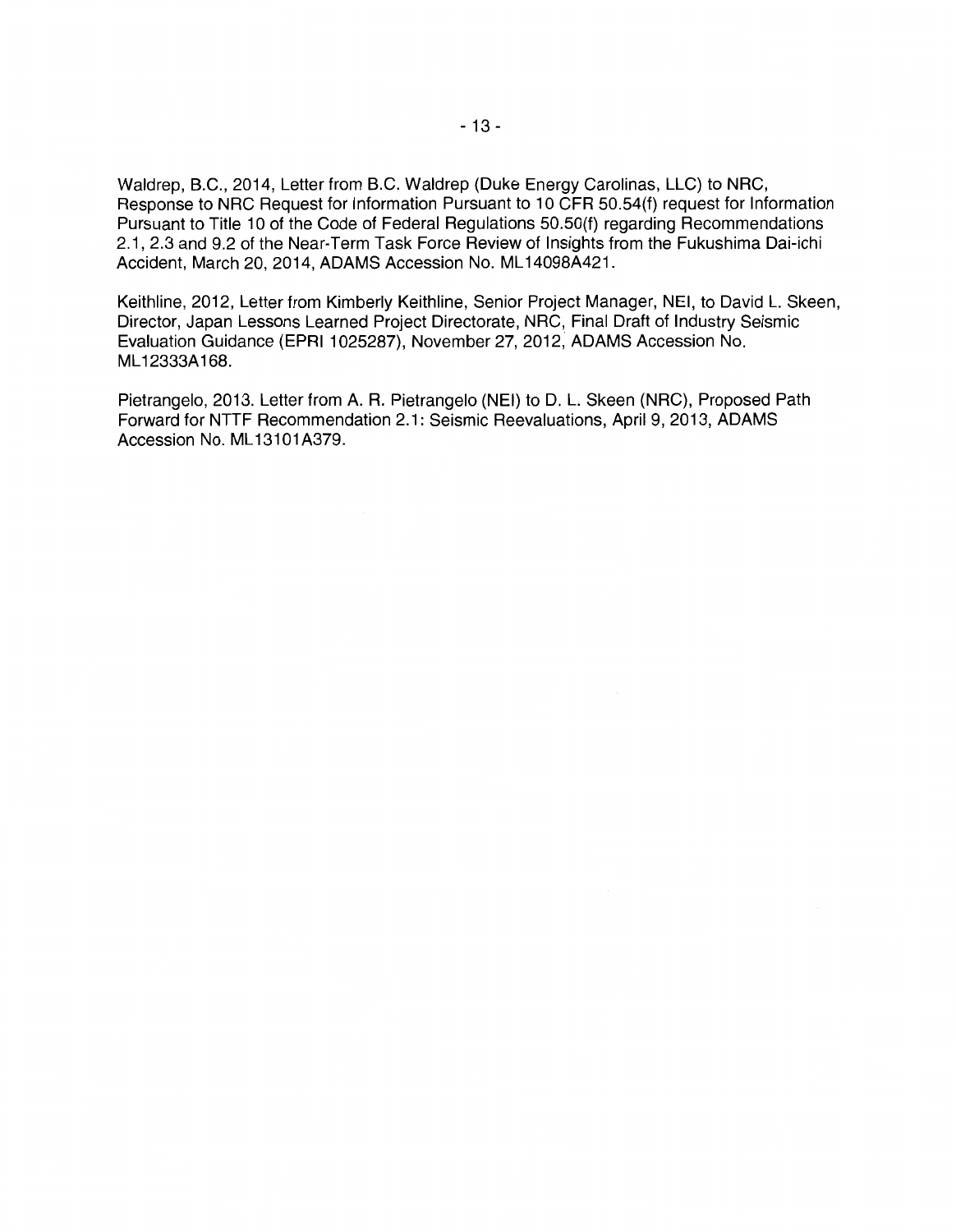Waldrep, B.C., 2014, Letter from B.C. Waldrep (Duke Energy Carolinas, LLC) to NRC, Response to NRC Request for Information Pursuant to 10 CFR 50.54(f) request for Information Pursuant to Title 10 of the Code of Federal Regulations 50.50(f) regarding Recommendations 2.1, 2.3 and 9.2 of the Near-Term Task Force Review of Insights from the Fukushima Dai-ichi Accident, March 20, 2014, ADAMS Accession No. ML14098A421.

Keithline, 2012, Letter from Kimberly Keithline, Senior Project Manager, NEI, to David L. Skeen, Director, Japan Lessons Learned Project Directorate, NRC, Final Draft of Industry Seismic Evaluation Guidance (EPRI 1025287), November 27, 2012, ADAMS Accession No. ML12333A168.

Pietrangelo, 2013. Letter from A. R. Pietrangelo (NEI) to D. L. Skeen (NRC), Proposed Path Forward for NTTF Recommendation 2.1: Seismic Reevaluations, April 9, 2013, ADAMS Accession No. ML13101A379.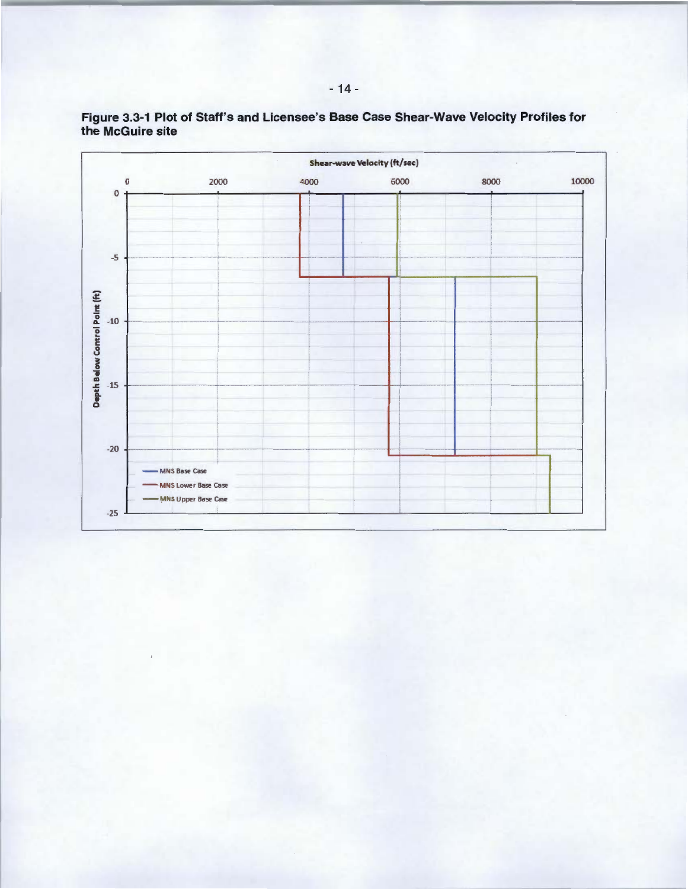**Figure 3.3-1 Plot of Staff's and Licensee's Base Case Shear-Wave Velocity Profiles for the McGuire site**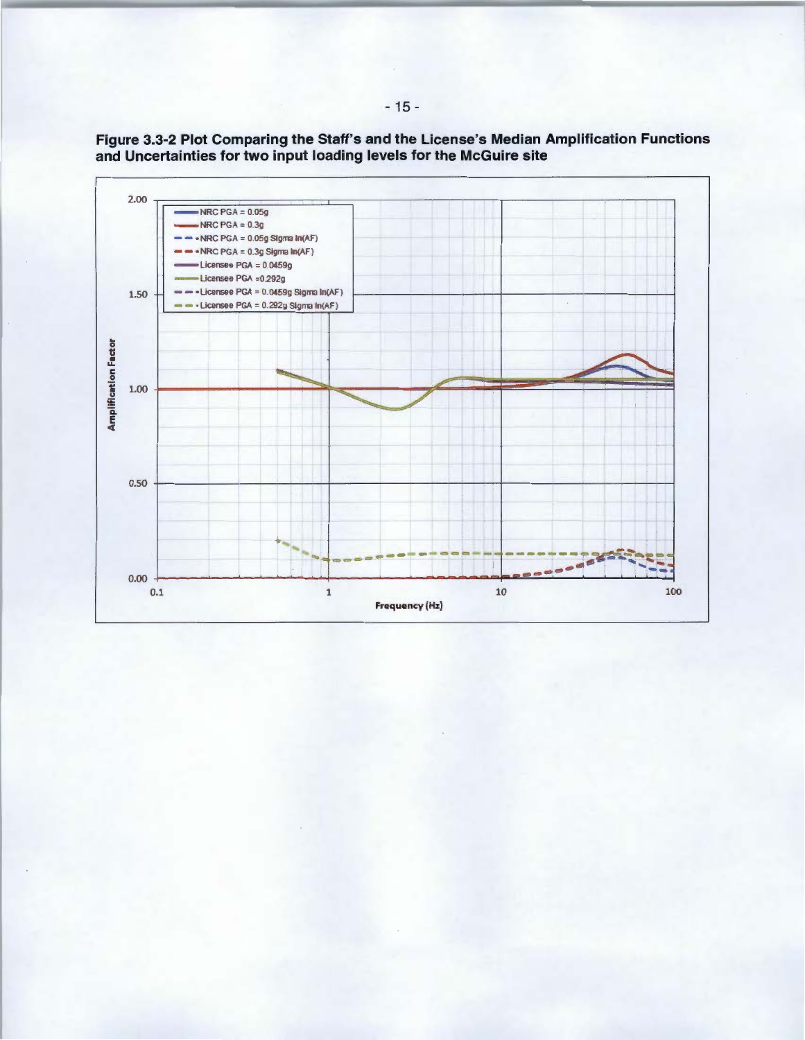**Figure 3.3-2 Plot Comparing the Staff's and the License's Median Amplification Functions and Uncertainties for two input loading levels for the McGuire site**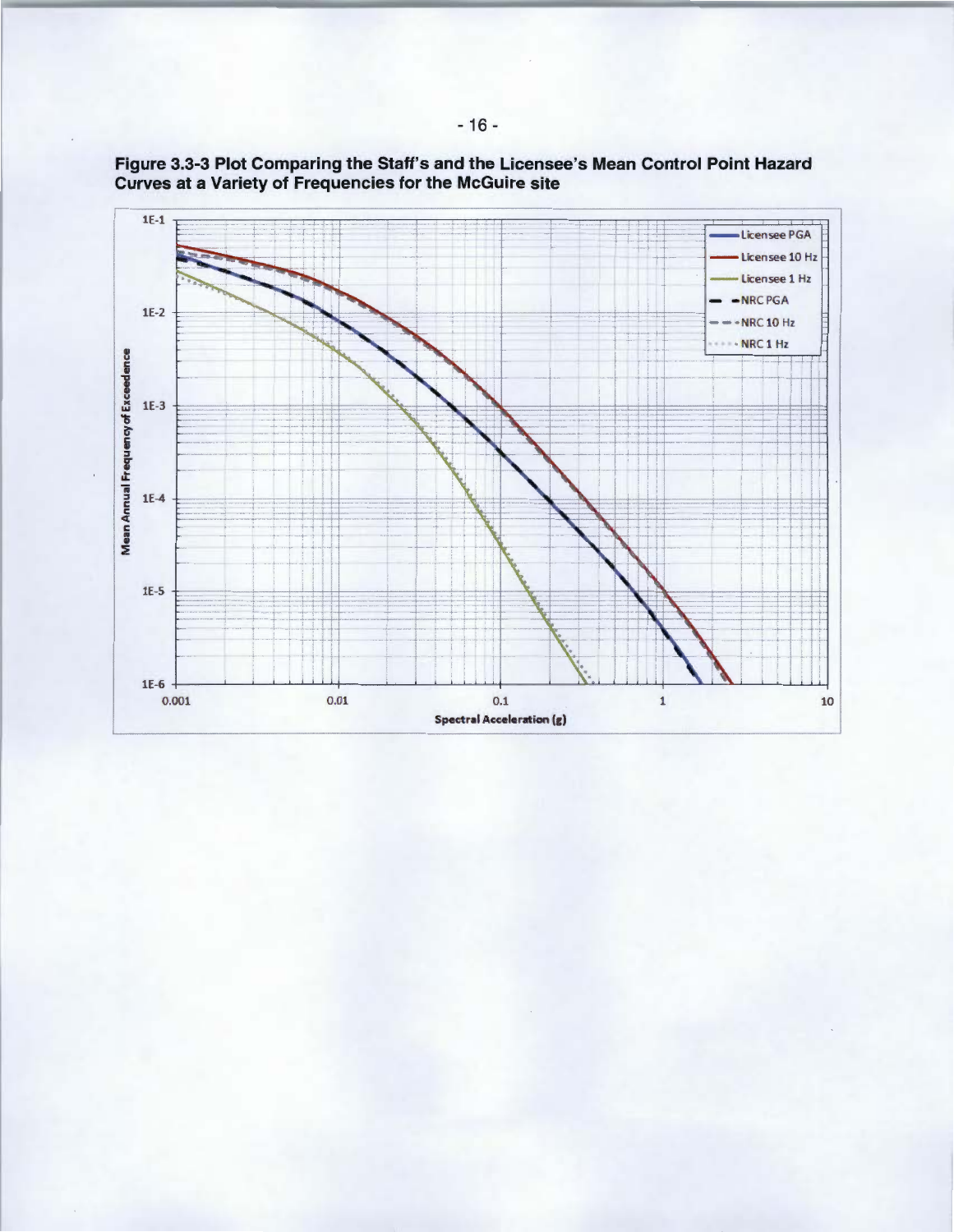**Figure 3.3-3 Plot Comparing the Staff's and the Licensee's Mean Control Point Hazard Curves at a Variety of Frequencies for the McGuire site**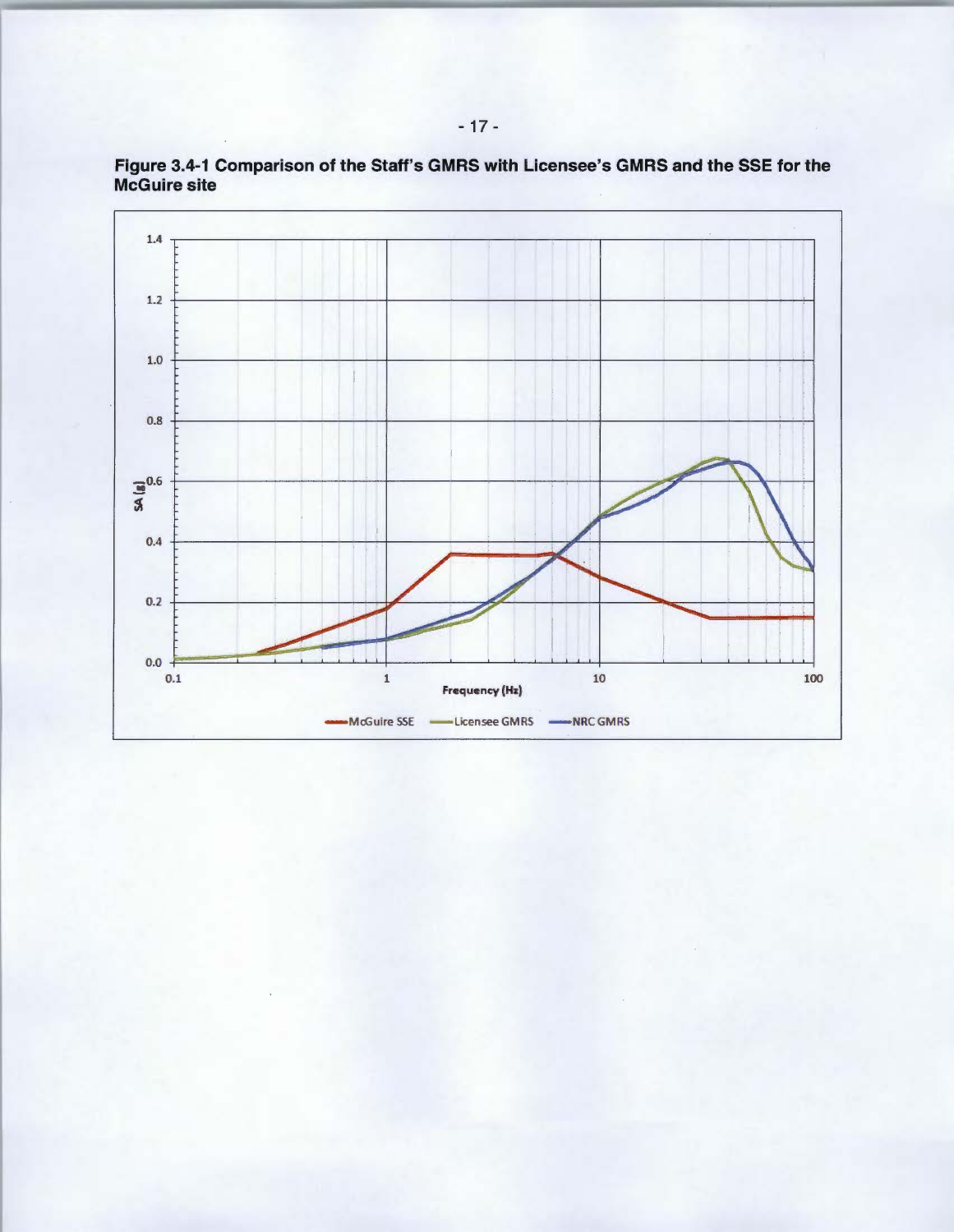**Figure 3.4-1 Comparison of the Staff's GMRS with Licensee's GMRS and the SSE for the McGuire site**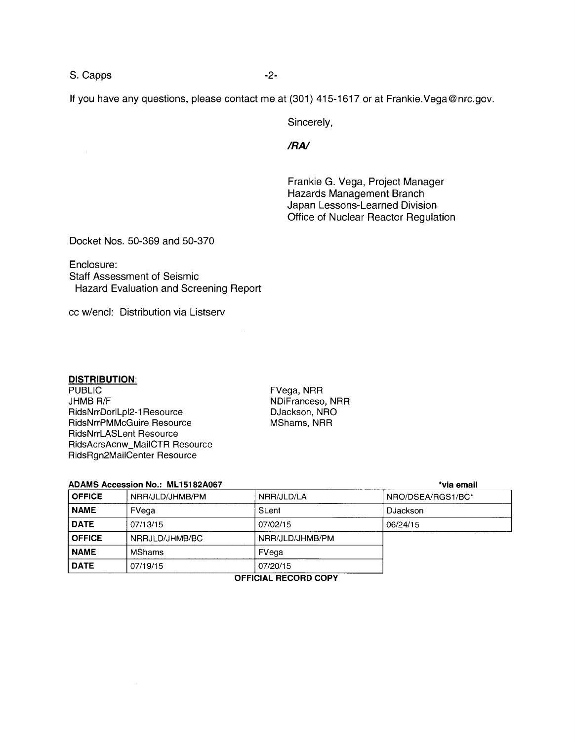If you have any questions, please contact me at (301) 415-1617 or at Frankie.Vega@nrc.gov.

Sincerely,

***/RA/***

Frankie G. Vega, Project Manager
Hazards Management Branch
Japan Lessons-Learned Division
Office of Nuclear Reactor Regulation

Docket Nos. 50-369 and 50-370

Enclosure:
Staff Assessment of Seismic
Hazard Evaluation and Screening Report

cc w/encl: Distribution via Listserv

**DISTRIBUTION:**
PUBLIC
JHMB R/F
RidsNrrDorlLpl2-1Resource
RidsNrrPMMcGuire Resource
RidsNrrLASLent Resource
RidsAcrsAcnw_MailCTR Resource
RidsRgn2MailCenter Resource
FVega, NRR
NDiFranceso, NRR
DJackson, NRO
MShams, NRR

**ADAMS Accession No.: ML15182A067** *via email

| | | | |
|---|---|---|---|
| **OFFICE** | NRR/JLD/JHMB/PM | NRR/JLD/LA | NRO/DSEA/RGS1/BC* |
| **NAME** | FVega | SLent | DJackson |
| **DATE** | 07/13/15 | 07/02/15 | 06/24/15 |
| **OFFICE** | NRRJLD/JHMB/BC | NRR/JLD/JHMB/PM | |
| **NAME** | MShams | FVega | |
| **DATE** | 07/19/15 | 07/20/15 | |

**OFFICIAL RECORD COPY**